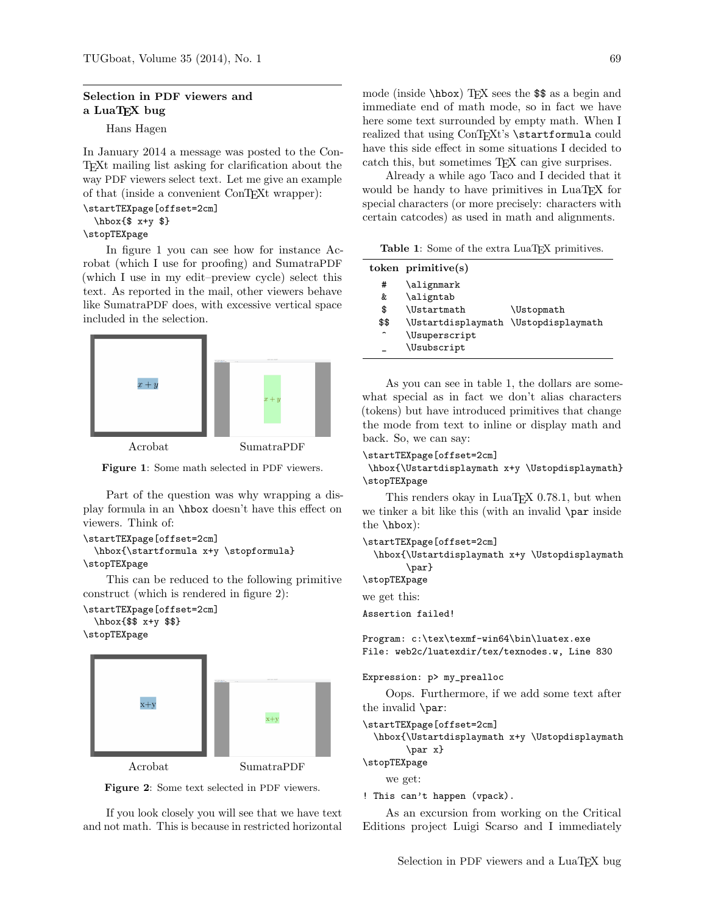## Selection in PDF viewers and a LuaTeX bug

Hans Hagen

In January 2014 a message was posted to the ConTEXt mailing list asking for clarification about the way PDF viewers select text. Let me give an example of that (inside a convenient ConTEXt wrapper):

```
\startTEXpage[offset=2cm]
  \hbox{$ x+y $}
\stopTEXpage
```

In figure 1 you can see how for instance Acrobat (which I use for proofing) and SumatraPDF (which I use in my edit–preview cycle) select this text. As reported in the mail, other viewers behave like SumatraPDF does, with excessive vertical space included in the selection.

Acrobat　　SumatraPDF

**Figure 1**: Some math selected in PDF viewers.

Part of the question was why wrapping a display formula in an `\hbox` doesn't have this effect on viewers. Think of:

```
\startTEXpage[offset=2cm]
  \hbox{\startformula x+y \stopformula}
\stopTEXpage
```

This can be reduced to the following primitive construct (which is rendered in figure 2):

```
\startTEXpage[offset=2cm]
  \hbox{$$ x+y $$}
\stopTEXpage
```

Acrobat　　SumatraPDF

**Figure 2**: Some text selected in PDF viewers.

If you look closely you will see that we have text and not math. This is because in restricted horizontal mode (inside `\hbox`) TEX sees the `$$` as a begin and immediate end of math mode, so in fact we have here some text surrounded by empty math. When I realized that using ConTEXt's `\startformula` could have this side effect in some situations I decided to catch this, but sometimes TEX can give surprises.

Already a while ago Taco and I decided that it would be handy to have primitives in LuaTEX for special characters (or more precisely: characters with certain catcodes) as used in math and alignments.

**Table 1**: Some of the extra LuaTEX primitives.

| token | primitive(s) | |
|---|---|---|
| # | `\alignmark` | |
| & | `\aligntab` | |
| $ | `\Ustartmath` | `\Ustopmath` |
| $$ | `\Ustartdisplaymath` | `\Ustopdisplaymath` |
| ^ | `\Usuperscript` | |
| _ | `\Usubscript` | |

As you can see in table 1, the dollars are somewhat special as in fact we don't alias characters (tokens) but have introduced primitives that change the mode from text to inline or display math and back. So, we can say:

```
\startTEXpage[offset=2cm]
 \hbox{\Ustartdisplaymath x+y \Ustopdisplaymath}
\stopTEXpage
```

This renders okay in LuaTEX 0.78.1, but when we tinker a bit like this (with an invalid `\par` inside the `\hbox`):

```
\startTEXpage[offset=2cm]
  \hbox{\Ustartdisplaymath x+y \Ustopdisplaymath
        \par}
\stopTEXpage
```

we get this:

```
Assertion failed!

Program: c:\tex\texmf-win64\bin\luatex.exe
File: web2c/luatexdir/tex/texnodes.w, Line 830

Expression: p> my_prealloc
```

Oops. Furthermore, if we add some text after the invalid `\par`:

```
\startTEXpage[offset=2cm]
  \hbox{\Ustartdisplaymath x+y \Ustopdisplaymath
        \par x}
\stopTEXpage
```

we get:

```
! This can't happen (vpack).
```

As an excursion from working on the Critical Editions project Luigi Scarso and I immediately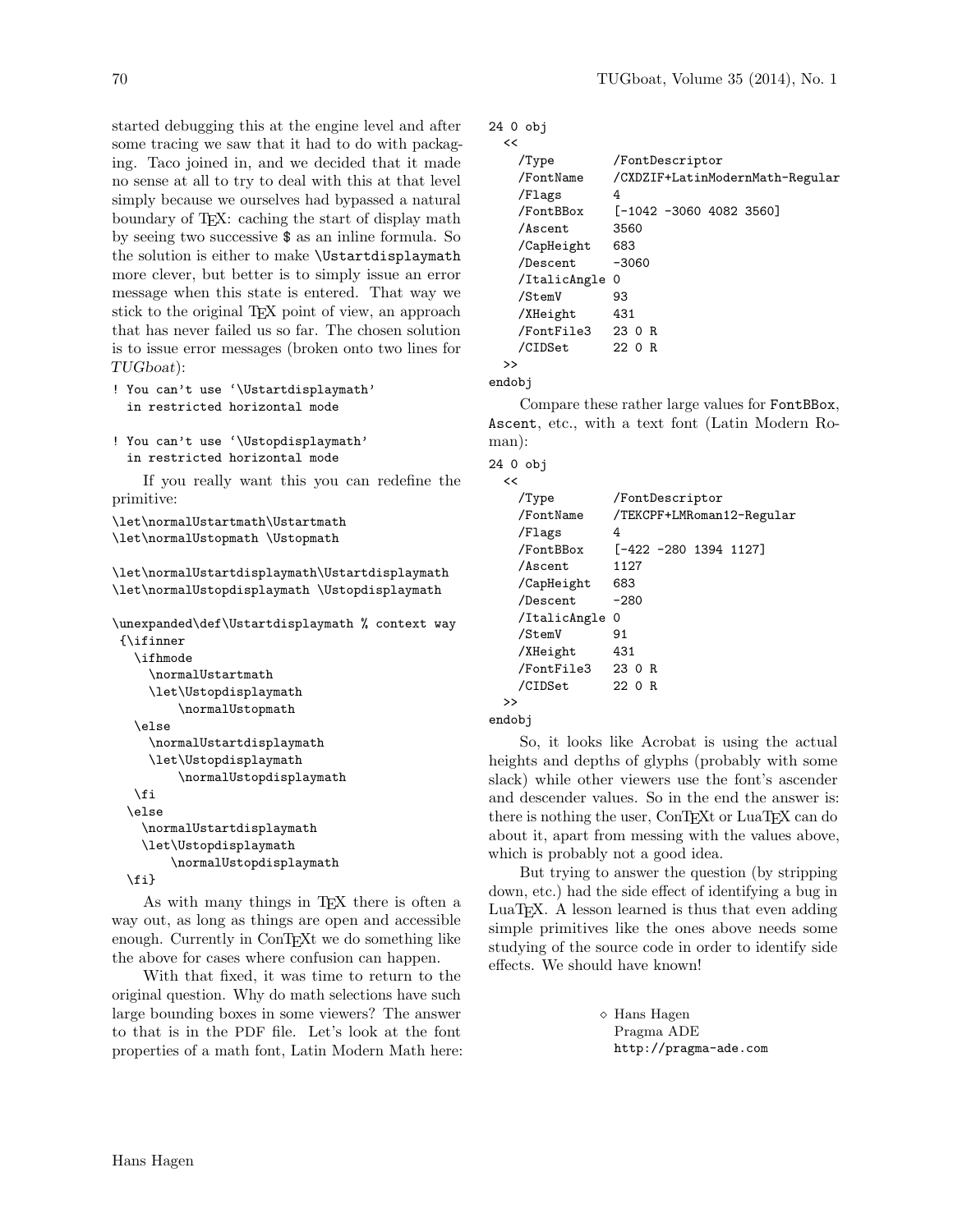started debugging this at the engine level and after some tracing we saw that it had to do with packaging. Taco joined in, and we decided that it made no sense at all to try to deal with this at that level simply because we ourselves had bypassed a natural boundary of TEX: caching the start of display math by seeing two successive `$` as an inline formula. So the solution is either to make `\Ustartdisplaymath` more clever, but better is to simply issue an error message when this state is entered. That way we stick to the original TEX point of view, an approach that has never failed us so far. The chosen solution is to issue error messages (broken onto two lines for *TUGboat*):

```
! You can't use '\Ustartdisplaymath'
  in restricted horizontal mode

! You can't use '\Ustopdisplaymath'
  in restricted horizontal mode
```

If you really want this you can redefine the primitive:

```
\let\normalUstartmath\Ustartmath
\let\normalUstopmath \Ustopmath

\let\normalUstartdisplaymath\Ustartdisplaymath
\let\normalUstopdisplaymath \Ustopdisplaymath

\unexpanded\def\Ustartdisplaymath % context way
 {\ifinner
   \ifhmode
     \normalUstartmath
     \let\Ustopdisplaymath
         \normalUstopmath
   \else
     \normalUstartdisplaymath
     \let\Ustopdisplaymath
         \normalUstopdisplaymath
   \fi
  \else
    \normalUstartdisplaymath
    \let\Ustopdisplaymath
        \normalUstopdisplaymath
  \fi}
```

As with many things in TEX there is often a way out, as long as things are open and accessible enough. Currently in ConTEXt we do something like the above for cases where confusion can happen.

With that fixed, it was time to return to the original question. Why do math selections have such large bounding boxes in some viewers? The answer to that is in the PDF file. Let's look at the font properties of a math font, Latin Modern Math here:

```
24 0 obj
  <<
    /Type         /FontDescriptor
    /FontName     /CXDZIF+LatinModernMath-Regular
    /Flags        4
    /FontBBox     [-1042 -3060 4082 3560]
    /Ascent       3560
    /CapHeight    683
    /Descent      -3060
    /ItalicAngle 0
    /StemV        93
    /XHeight      431
    /FontFile3    23 0 R
    /CIDSet       22 0 R
  >>
endobj
```

Compare these rather large values for `FontBBox`, `Ascent`, etc., with a text font (Latin Modern Roman):

```
24 0 obj
  <<
    /Type         /FontDescriptor
    /FontName     /TEKCPF+LMRoman12-Regular
    /Flags        4
    /FontBBox     [-422 -280 1394 1127]
    /Ascent       1127
    /CapHeight    683
    /Descent      -280
    /ItalicAngle 0
    /StemV        91
    /XHeight      431
    /FontFile3    23 0 R
    /CIDSet       22 0 R
  >>
endobj
```

So, it looks like Acrobat is using the actual heights and depths of glyphs (probably with some slack) while other viewers use the font's ascender and descender values. So in the end the answer is: there is nothing the user, ConTEXt or LuaTEX can do about it, apart from messing with the values above, which is probably not a good idea.

But trying to answer the question (by stripping down, etc.) had the side effect of identifying a bug in LuaTEX. A lesson learned is thus that even adding simple primitives like the ones above needs some studying of the source code in order to identify side effects. We should have known!

◇ Hans Hagen
Pragma ADE
http://pragma-ade.com